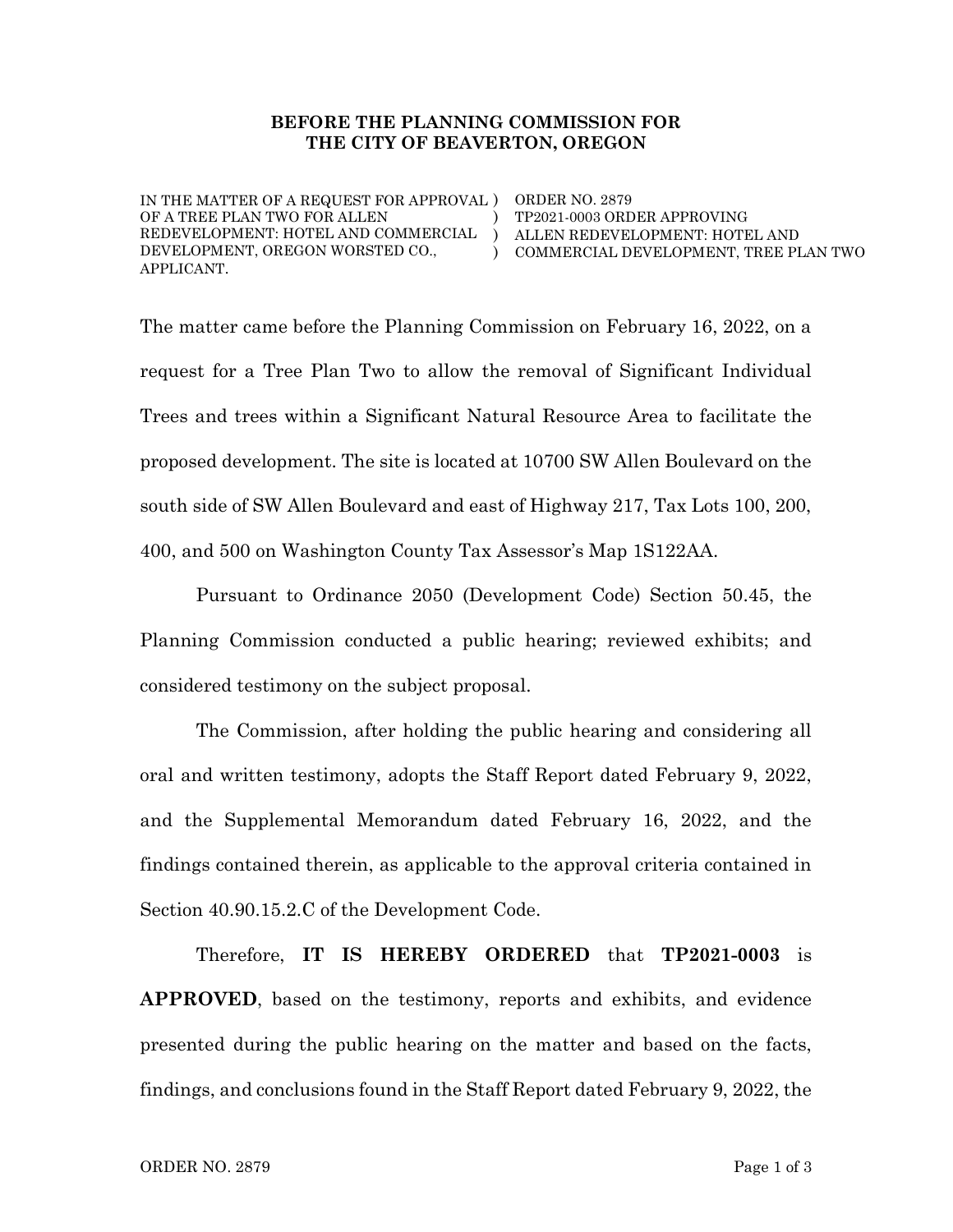**BEFORE THE PLANNING COMMISSION FOR**
**THE CITY OF BEAVERTON, OREGON**

| | | |
|---|---|---|
| IN THE MATTER OF A REQUEST FOR APPROVAL OF A TREE PLAN TWO FOR ALLEN REDEVELOPMENT: HOTEL AND COMMERCIAL DEVELOPMENT, OREGON WORSTED CO., APPLICANT. | ) ) ) ) | ORDER NO. 2879 TP2021-0003 ORDER APPROVING ALLEN REDEVELOPMENT: HOTEL AND COMMERCIAL DEVELOPMENT, TREE PLAN TWO |

The matter came before the Planning Commission on February 16, 2022, on a request for a Tree Plan Two to allow the removal of Significant Individual Trees and trees within a Significant Natural Resource Area to facilitate the proposed development. The site is located at 10700 SW Allen Boulevard on the south side of SW Allen Boulevard and east of Highway 217, Tax Lots 100, 200, 400, and 500 on Washington County Tax Assessor's Map 1S122AA.

Pursuant to Ordinance 2050 (Development Code) Section 50.45, the Planning Commission conducted a public hearing; reviewed exhibits; and considered testimony on the subject proposal.

The Commission, after holding the public hearing and considering all oral and written testimony, adopts the Staff Report dated February 9, 2022, and the Supplemental Memorandum dated February 16, 2022, and the findings contained therein, as applicable to the approval criteria contained in Section 40.90.15.2.C of the Development Code.

Therefore, **IT IS HEREBY ORDERED** that **TP2021-0003** is **APPROVED**, based on the testimony, reports and exhibits, and evidence presented during the public hearing on the matter and based on the facts, findings, and conclusions found in the Staff Report dated February 9, 2022, the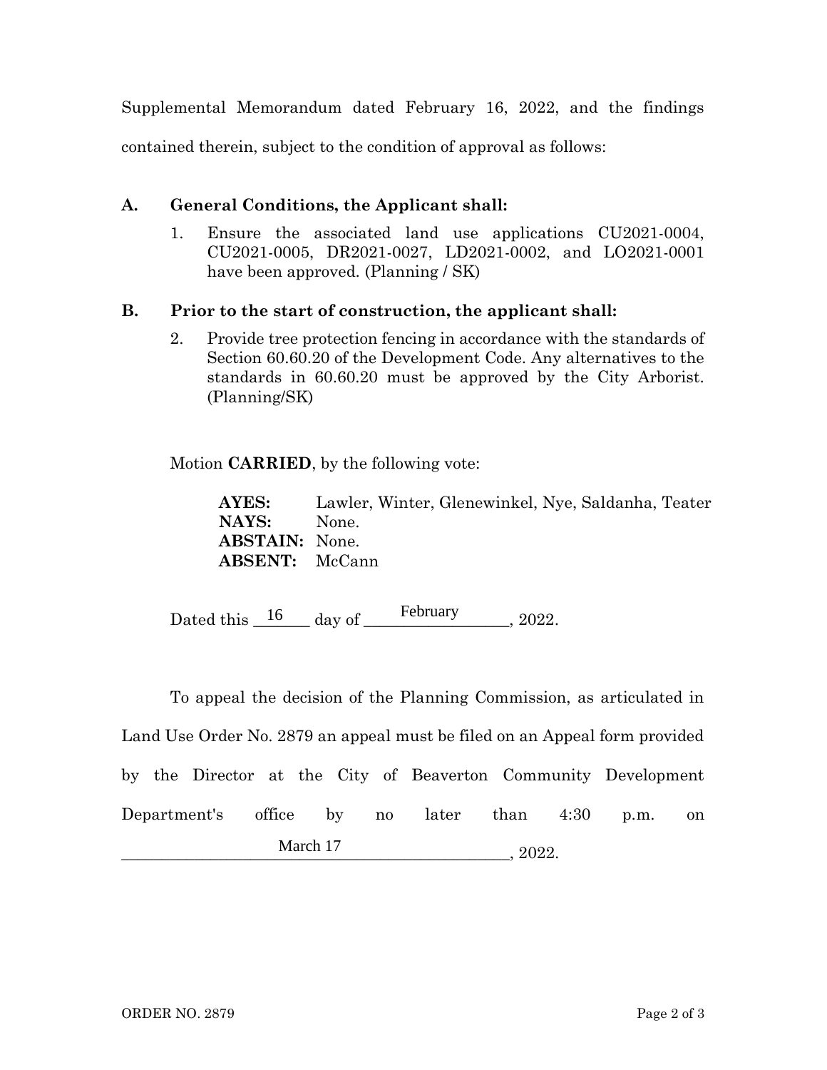Supplemental Memorandum dated February 16, 2022, and the findings contained therein, subject to the condition of approval as follows:

**A. General Conditions, the Applicant shall:**

1. Ensure the associated land use applications CU2021-0004, CU2021-0005, DR2021-0027, LD2021-0002, and LO2021-0001 have been approved. (Planning / SK)

**B. Prior to the start of construction, the applicant shall:**

2. Provide tree protection fencing in accordance with the standards of Section 60.60.20 of the Development Code. Any alternatives to the standards in 60.60.20 must be approved by the City Arborist. (Planning/SK)

Motion **CARRIED**, by the following vote:

**AYES:** Lawler, Winter, Glenewinkel, Nye, Saldanha, Teater
**NAYS:** None.
**ABSTAIN:** None.
**ABSENT:** McCann

Dated this 16 day of February, 2022.

To appeal the decision of the Planning Commission, as articulated in Land Use Order No. 2879 an appeal must be filed on an Appeal form provided by the Director at the City of Beaverton Community Development Department's office by no later than 4:30 p.m. on March 17, 2022.

ORDER NO. 2879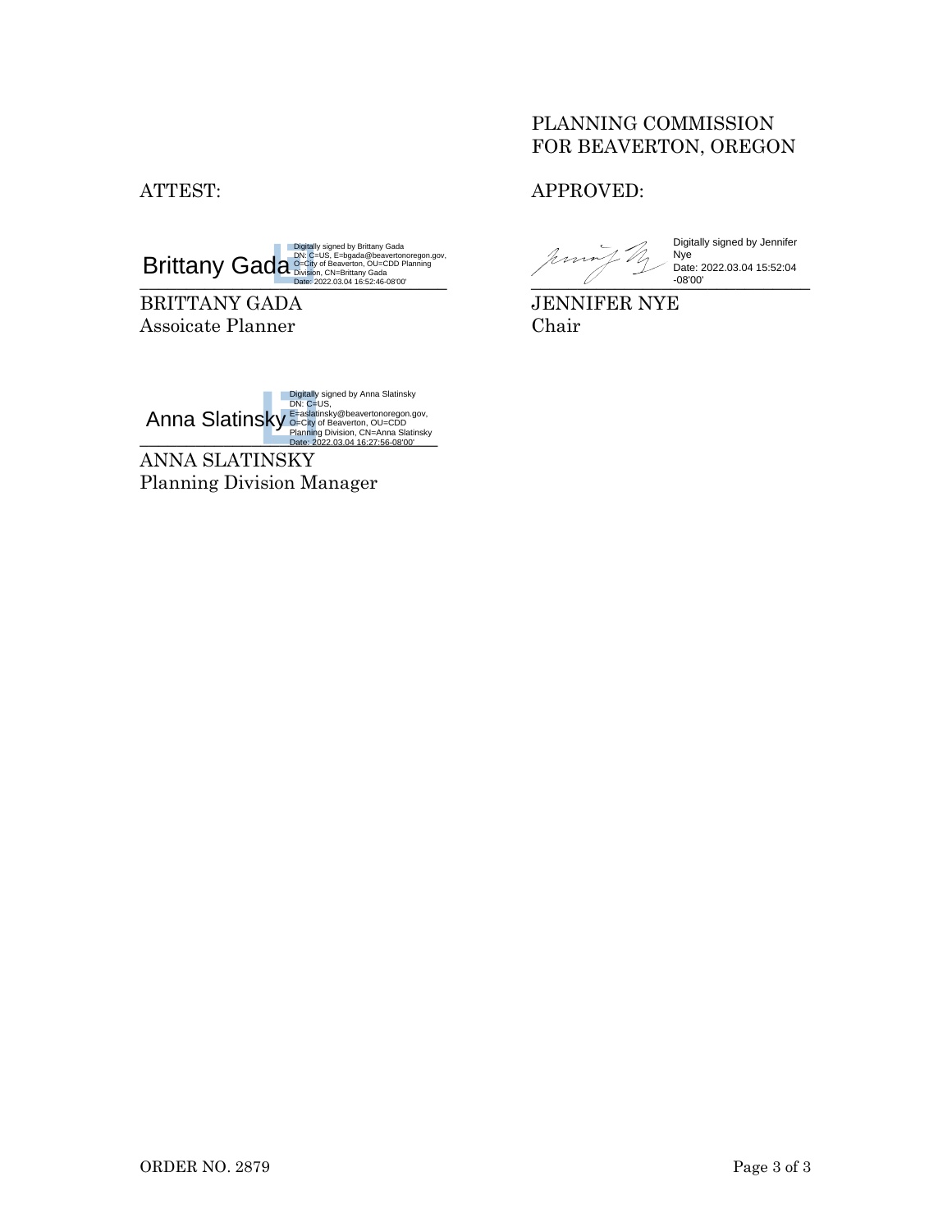PLANNING COMMISSION
FOR BEAVERTON, OREGON

ATTEST:

Brittany Gada

Digitally signed by Brittany Gada
DN: C=US, E=bgada@beavertonoregon.gov, O=City of Beaverton, OU=CDD Planning Division, CN=Brittany Gada
Date: 2022.03.04 16:52:46-08'00'

BRITTANY GADA
Assoicate Planner

APPROVED:

Digitally signed by Jennifer Nye
Date: 2022.03.04 15:52:04 -08'00'

JENNIFER NYE
Chair

Anna Slatinsky

Digitally signed by Anna Slatinsky
DN: C=US, E=aslatinsky@beavertonoregon.gov, O=City of Beaverton, OU=CDD Planning Division, CN=Anna Slatinsky
Date: 2022.03.04 16:27:56-08'00'

ANNA SLATINSKY
Planning Division Manager

ORDER NO. 2879